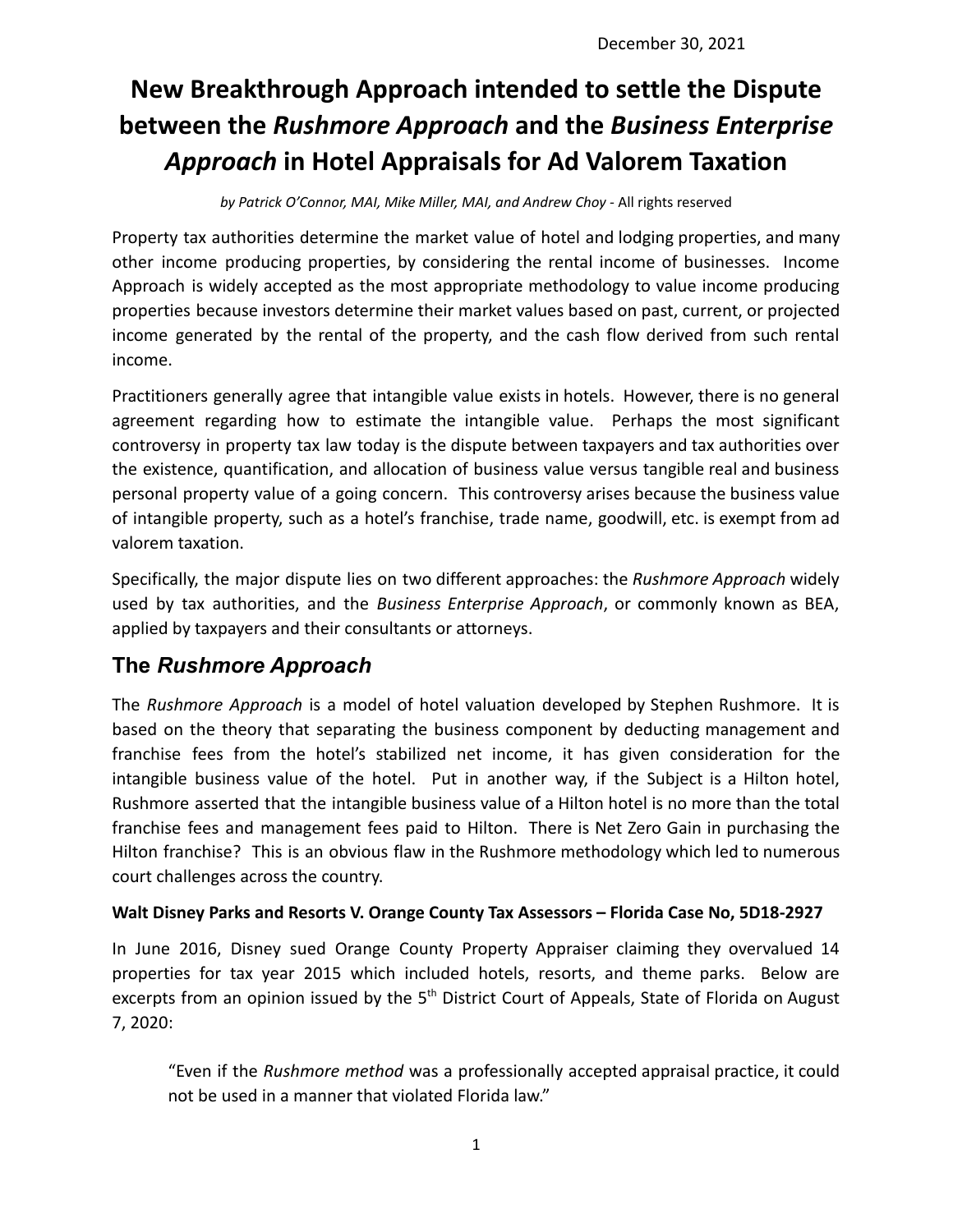December 30, 2021

# New Breakthrough Approach intended to settle the Dispute between the *Rushmore Approach* and the *Business Enterprise Approach* in Hotel Appraisals for Ad Valorem Taxation

*by Patrick O'Connor, MAI, Mike Miller, MAI, and Andrew Choy* - All rights reserved

Property tax authorities determine the market value of hotel and lodging properties, and many other income producing properties, by considering the rental income of businesses. Income Approach is widely accepted as the most appropriate methodology to value income producing properties because investors determine their market values based on past, current, or projected income generated by the rental of the property, and the cash flow derived from such rental income.

Practitioners generally agree that intangible value exists in hotels. However, there is no general agreement regarding how to estimate the intangible value. Perhaps the most significant controversy in property tax law today is the dispute between taxpayers and tax authorities over the existence, quantification, and allocation of business value versus tangible real and business personal property value of a going concern. This controversy arises because the business value of intangible property, such as a hotel's franchise, trade name, goodwill, etc. is exempt from ad valorem taxation.

Specifically, the major dispute lies on two different approaches: the *Rushmore Approach* widely used by tax authorities, and the *Business Enterprise Approach*, or commonly known as BEA, applied by taxpayers and their consultants or attorneys.

## The *Rushmore Approach*

The *Rushmore Approach* is a model of hotel valuation developed by Stephen Rushmore. It is based on the theory that separating the business component by deducting management and franchise fees from the hotel's stabilized net income, it has given consideration for the intangible business value of the hotel. Put in another way, if the Subject is a Hilton hotel, Rushmore asserted that the intangible business value of a Hilton hotel is no more than the total franchise fees and management fees paid to Hilton. There is Net Zero Gain in purchasing the Hilton franchise? This is an obvious flaw in the Rushmore methodology which led to numerous court challenges across the country.

### Walt Disney Parks and Resorts V. Orange County Tax Assessors – Florida Case No, 5D18-2927

In June 2016, Disney sued Orange County Property Appraiser claiming they overvalued 14 properties for tax year 2015 which included hotels, resorts, and theme parks. Below are excerpts from an opinion issued by the 5th District Court of Appeals, State of Florida on August 7, 2020:

> "Even if the *Rushmore method* was a professionally accepted appraisal practice, it could not be used in a manner that violated Florida law."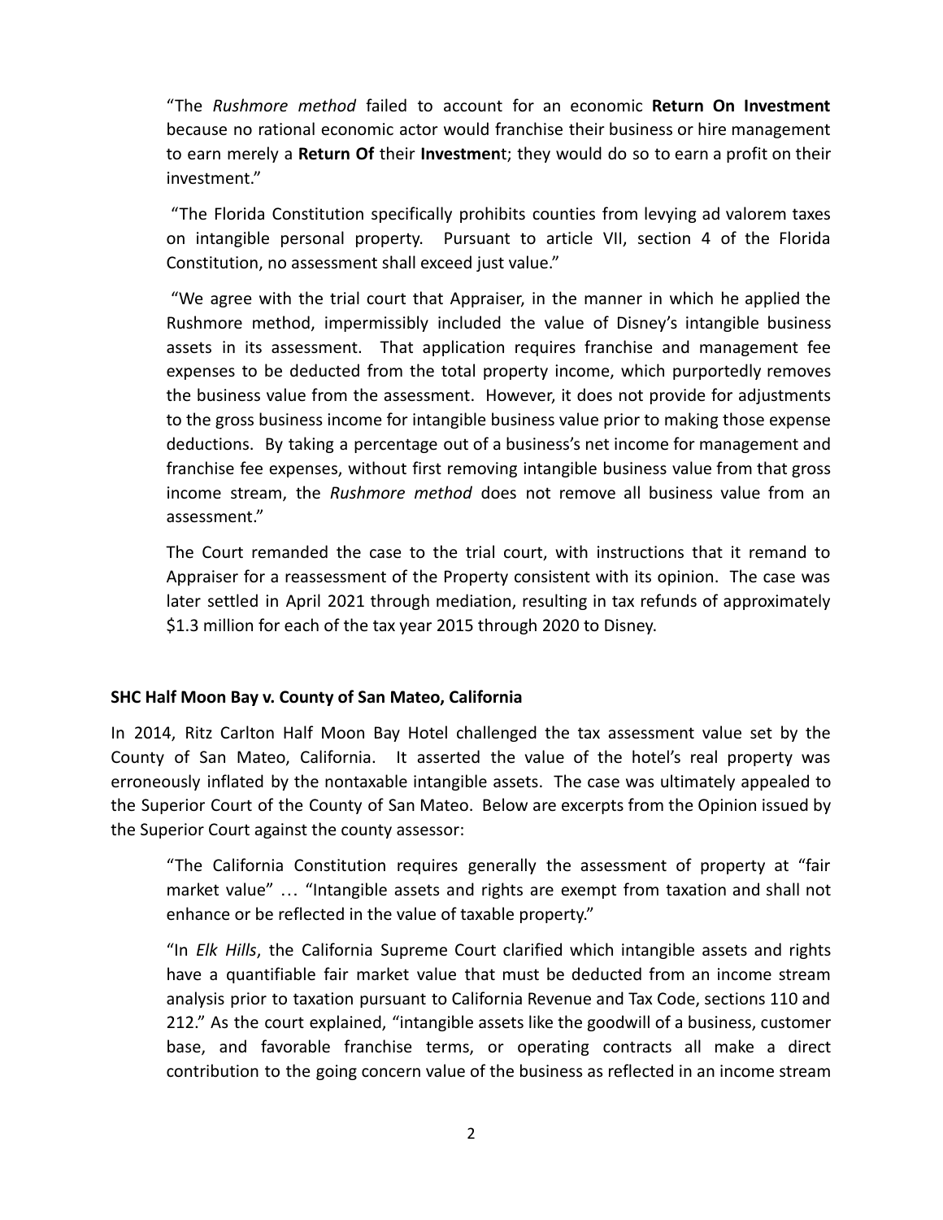"The *Rushmore method* failed to account for an economic **Return On Investment** because no rational economic actor would franchise their business or hire management to earn merely a **Return Of** their **Investmen**t; they would do so to earn a profit on their investment."

"The Florida Constitution specifically prohibits counties from levying ad valorem taxes on intangible personal property. Pursuant to article VII, section 4 of the Florida Constitution, no assessment shall exceed just value."

"We agree with the trial court that Appraiser, in the manner in which he applied the Rushmore method, impermissibly included the value of Disney's intangible business assets in its assessment. That application requires franchise and management fee expenses to be deducted from the total property income, which purportedly removes the business value from the assessment. However, it does not provide for adjustments to the gross business income for intangible business value prior to making those expense deductions. By taking a percentage out of a business's net income for management and franchise fee expenses, without first removing intangible business value from that gross income stream, the *Rushmore method* does not remove all business value from an assessment."

The Court remanded the case to the trial court, with instructions that it remand to Appraiser for a reassessment of the Property consistent with its opinion. The case was later settled in April 2021 through mediation, resulting in tax refunds of approximately $1.3 million for each of the tax year 2015 through 2020 to Disney.

**SHC Half Moon Bay v. County of San Mateo, California**

In 2014, Ritz Carlton Half Moon Bay Hotel challenged the tax assessment value set by the County of San Mateo, California. It asserted the value of the hotel's real property was erroneously inflated by the nontaxable intangible assets. The case was ultimately appealed to the Superior Court of the County of San Mateo. Below are excerpts from the Opinion issued by the Superior Court against the county assessor:

"The California Constitution requires generally the assessment of property at "fair market value" … "Intangible assets and rights are exempt from taxation and shall not enhance or be reflected in the value of taxable property."

"In *Elk Hills*, the California Supreme Court clarified which intangible assets and rights have a quantifiable fair market value that must be deducted from an income stream analysis prior to taxation pursuant to California Revenue and Tax Code, sections 110 and 212." As the court explained, "intangible assets like the goodwill of a business, customer base, and favorable franchise terms, or operating contracts all make a direct contribution to the going concern value of the business as reflected in an income stream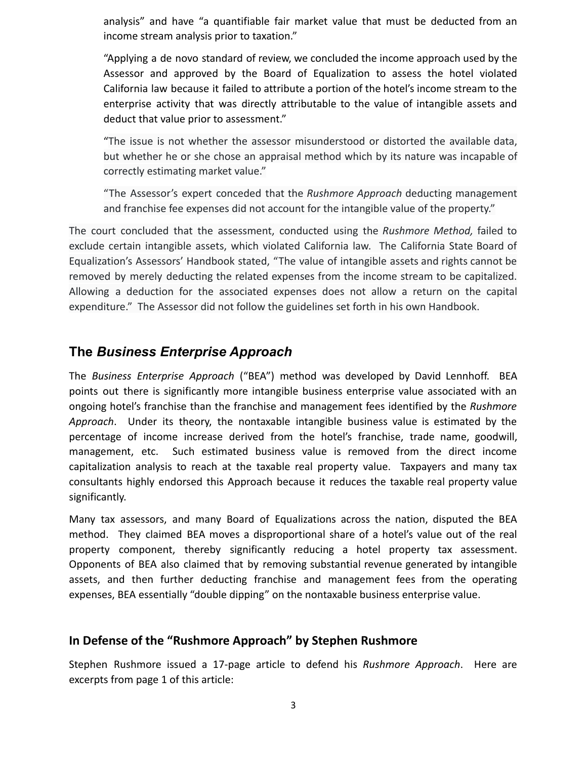> analysis" and have "a quantifiable fair market value that must be deducted from an income stream analysis prior to taxation."
>
> "Applying a de novo standard of review, we concluded the income approach used by the Assessor and approved by the Board of Equalization to assess the hotel violated California law because it failed to attribute a portion of the hotel's income stream to the enterprise activity that was directly attributable to the value of intangible assets and deduct that value prior to assessment."
>
> "The issue is not whether the assessor misunderstood or distorted the available data, but whether he or she chose an appraisal method which by its nature was incapable of correctly estimating market value."
>
> "The Assessor's expert conceded that the *Rushmore Approach* deducting management and franchise fee expenses did not account for the intangible value of the property."

The court concluded that the assessment, conducted using the *Rushmore Method,* failed to exclude certain intangible assets, which violated California law. The California State Board of Equalization's Assessors' Handbook stated, "The value of intangible assets and rights cannot be removed by merely deducting the related expenses from the income stream to be capitalized. Allowing a deduction for the associated expenses does not allow a return on the capital expenditure." The Assessor did not follow the guidelines set forth in his own Handbook.

## The *Business Enterprise Approach*

The *Business Enterprise Approach* ("BEA") method was developed by David Lennhoff. BEA points out there is significantly more intangible business enterprise value associated with an ongoing hotel's franchise than the franchise and management fees identified by the *Rushmore Approach*. Under its theory, the nontaxable intangible business value is estimated by the percentage of income increase derived from the hotel's franchise, trade name, goodwill, management, etc. Such estimated business value is removed from the direct income capitalization analysis to reach at the taxable real property value. Taxpayers and many tax consultants highly endorsed this Approach because it reduces the taxable real property value significantly.

Many tax assessors, and many Board of Equalizations across the nation, disputed the BEA method. They claimed BEA moves a disproportional share of a hotel's value out of the real property component, thereby significantly reducing a hotel property tax assessment. Opponents of BEA also claimed that by removing substantial revenue generated by intangible assets, and then further deducting franchise and management fees from the operating expenses, BEA essentially "double dipping" on the nontaxable business enterprise value.

## In Defense of the "Rushmore Approach" by Stephen Rushmore

Stephen Rushmore issued a 17-page article to defend his *Rushmore Approach*. Here are excerpts from page 1 of this article: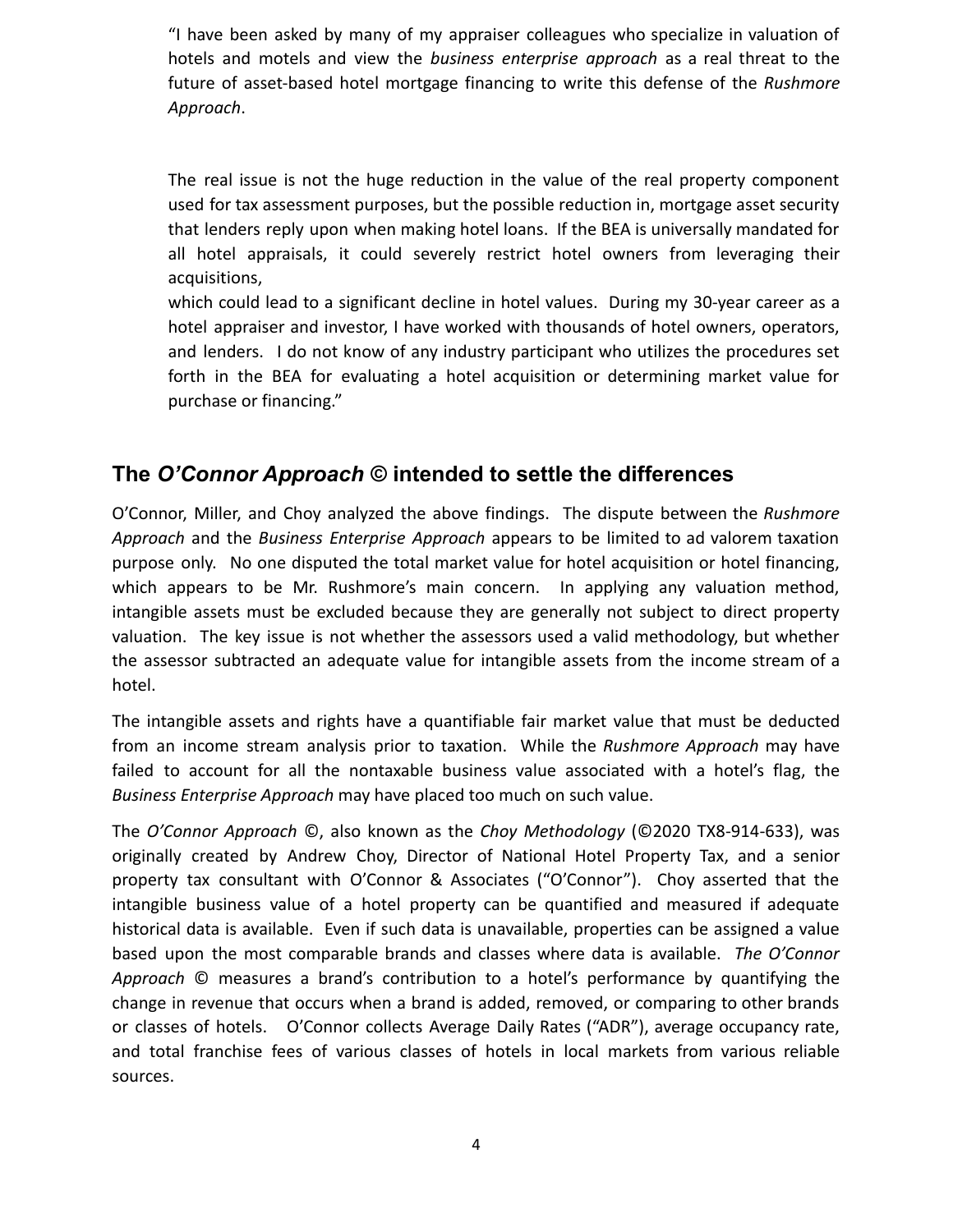> "I have been asked by many of my appraiser colleagues who specialize in valuation of hotels and motels and view the *business enterprise approach* as a real threat to the future of asset-based hotel mortgage financing to write this defense of the *Rushmore Approach*.
>
> The real issue is not the huge reduction in the value of the real property component used for tax assessment purposes, but the possible reduction in, mortgage asset security that lenders reply upon when making hotel loans. If the BEA is universally mandated for all hotel appraisals, it could severely restrict hotel owners from leveraging their acquisitions,
> which could lead to a significant decline in hotel values. During my 30-year career as a hotel appraiser and investor, I have worked with thousands of hotel owners, operators, and lenders. I do not know of any industry participant who utilizes the procedures set forth in the BEA for evaluating a hotel acquisition or determining market value for purchase or financing."

## The *O'Connor Approach* © intended to settle the differences

O'Connor, Miller, and Choy analyzed the above findings. The dispute between the *Rushmore Approach* and the *Business Enterprise Approach* appears to be limited to ad valorem taxation purpose only. No one disputed the total market value for hotel acquisition or hotel financing, which appears to be Mr. Rushmore's main concern. In applying any valuation method, intangible assets must be excluded because they are generally not subject to direct property valuation. The key issue is not whether the assessors used a valid methodology, but whether the assessor subtracted an adequate value for intangible assets from the income stream of a hotel.

The intangible assets and rights have a quantifiable fair market value that must be deducted from an income stream analysis prior to taxation. While the *Rushmore Approach* may have failed to account for all the nontaxable business value associated with a hotel's flag, the *Business Enterprise Approach* may have placed too much on such value.

The *O'Connor Approach* ©, also known as the *Choy Methodology* (©2020 TX8-914-633), was originally created by Andrew Choy, Director of National Hotel Property Tax, and a senior property tax consultant with O'Connor & Associates ("O'Connor"). Choy asserted that the intangible business value of a hotel property can be quantified and measured if adequate historical data is available. Even if such data is unavailable, properties can be assigned a value based upon the most comparable brands and classes where data is available. *The O'Connor Approach* © measures a brand's contribution to a hotel's performance by quantifying the change in revenue that occurs when a brand is added, removed, or comparing to other brands or classes of hotels. O'Connor collects Average Daily Rates ("ADR"), average occupancy rate, and total franchise fees of various classes of hotels in local markets from various reliable sources.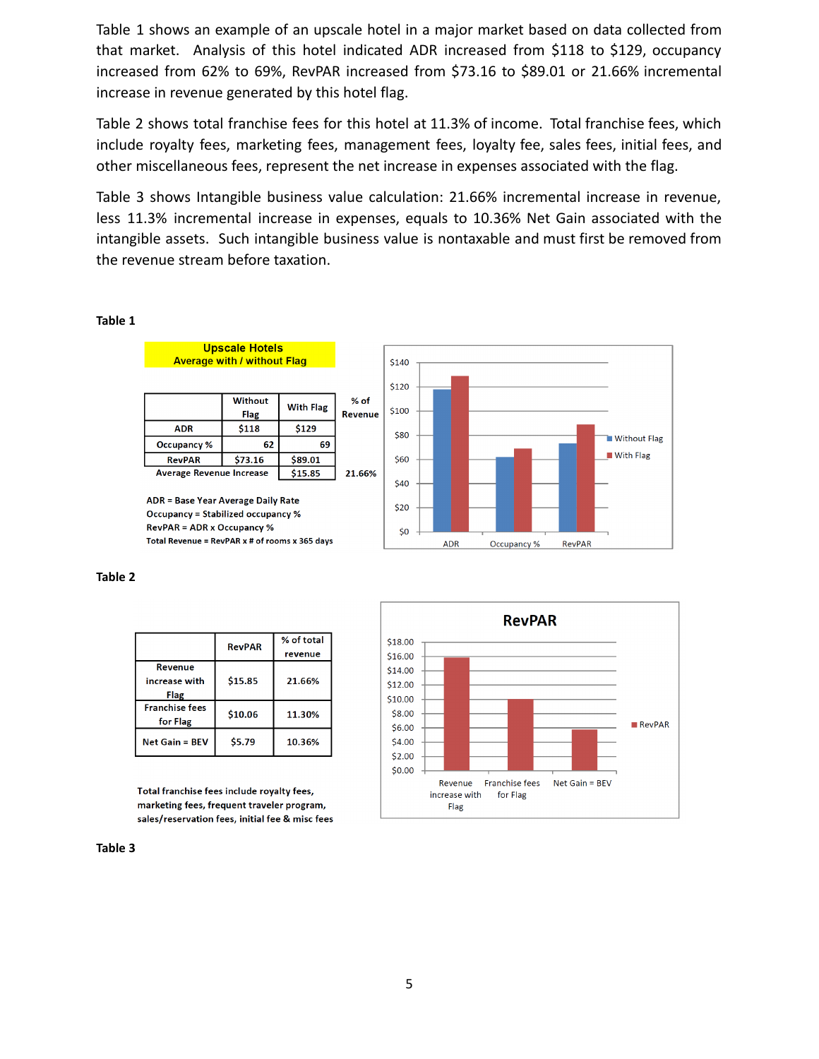Table 1 shows an example of an upscale hotel in a major market based on data collected from that market. Analysis of this hotel indicated ADR increased from $118 to $129, occupancy increased from 62% to 69%, RevPAR increased from $73.16 to $89.01 or 21.66% incremental increase in revenue generated by this hotel flag.

Table 2 shows total franchise fees for this hotel at 11.3% of income. Total franchise fees, which include royalty fees, marketing fees, management fees, loyalty fee, sales fees, initial fees, and other miscellaneous fees, represent the net increase in expenses associated with the flag.

Table 3 shows Intangible business value calculation: 21.66% incremental increase in revenue, less 11.3% incremental increase in expenses, equals to 10.36% Net Gain associated with the intangible assets. Such intangible business value is nontaxable and must first be removed from the revenue stream before taxation.

**Table 1**

**Upscale Hotels**
**Average with / without Flag**

| | Without Flag | With Flag | % of Revenue |
|---|---|---|---|
| ADR | $118 | $129 | |
| Occupancy % | 62 | 69 | |
| RevPAR | $73.16 | $89.01 | |
| Average Revenue Increase | | $15.85 | 21.66% |

ADR = Base Year Average Daily Rate
Occupancy = Stabilized occupancy %
RevPAR = ADR x Occupancy %
Total Revenue = RevPAR x # of rooms x 365 days

**Table 2**

| | RevPAR | % of total revenue |
|---|---|---|
| Revenue increase with Flag | $15.85 | 21.66% |
| Franchise fees for Flag | $10.06 | 11.30% |
| Net Gain = BEV | $5.79 | 10.36% |

Total franchise fees include royalty fees, marketing fees, frequent traveler program, sales/reservation fees, initial fee & misc fees

**Table 3**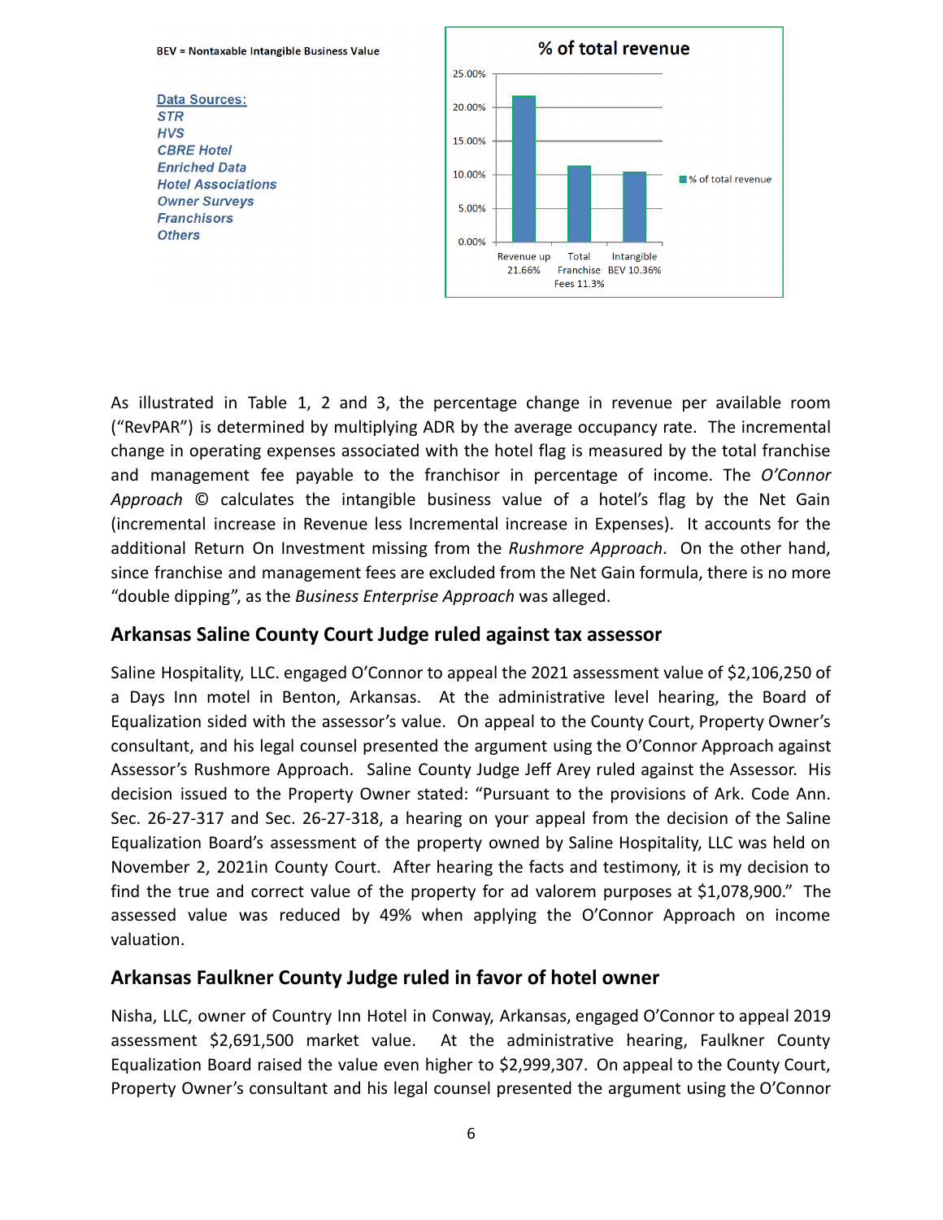BEV = Nontaxable Intangible Business Value

**Data Sources:**
*STR*
*HVS*
*CBRE Hotel*
*Enriched Data*
*Hotel Associations*
*Owner Surveys*
*Franchisors*
*Others*

**% of total revenue**

| | % of total revenue |
|---|---|
| Revenue up 21.66% | 21.66% |
| Total Franchise Fees 11.3% | 11.3% |
| Intangible BEV 10.36% | 10.36% |

As illustrated in Table 1, 2 and 3, the percentage change in revenue per available room ("RevPAR") is determined by multiplying ADR by the average occupancy rate. The incremental change in operating expenses associated with the hotel flag is measured by the total franchise and management fee payable to the franchisor in percentage of income. The *O'Connor Approach* © calculates the intangible business value of a hotel's flag by the Net Gain (incremental increase in Revenue less Incremental increase in Expenses). It accounts for the additional Return On Investment missing from the *Rushmore Approach*. On the other hand, since franchise and management fees are excluded from the Net Gain formula, there is no more "double dipping", as the *Business Enterprise Approach* was alleged.

## Arkansas Saline County Court Judge ruled against tax assessor

Saline Hospitality, LLC. engaged O'Connor to appeal the 2021 assessment value of $2,106,250 of a Days Inn motel in Benton, Arkansas. At the administrative level hearing, the Board of Equalization sided with the assessor's value. On appeal to the County Court, Property Owner's consultant, and his legal counsel presented the argument using the O'Connor Approach against Assessor's Rushmore Approach. Saline County Judge Jeff Arey ruled against the Assessor. His decision issued to the Property Owner stated: "Pursuant to the provisions of Ark. Code Ann. Sec. 26-27-317 and Sec. 26-27-318, a hearing on your appeal from the decision of the Saline Equalization Board's assessment of the property owned by Saline Hospitality, LLC was held on November 2, 2021in County Court. After hearing the facts and testimony, it is my decision to find the true and correct value of the property for ad valorem purposes at $1,078,900." The assessed value was reduced by 49% when applying the O'Connor Approach on income valuation.

## Arkansas Faulkner County Judge ruled in favor of hotel owner

Nisha, LLC, owner of Country Inn Hotel in Conway, Arkansas, engaged O'Connor to appeal 2019 assessment $2,691,500 market value. At the administrative hearing, Faulkner County Equalization Board raised the value even higher to $2,999,307. On appeal to the County Court, Property Owner's consultant and his legal counsel presented the argument using the O'Connor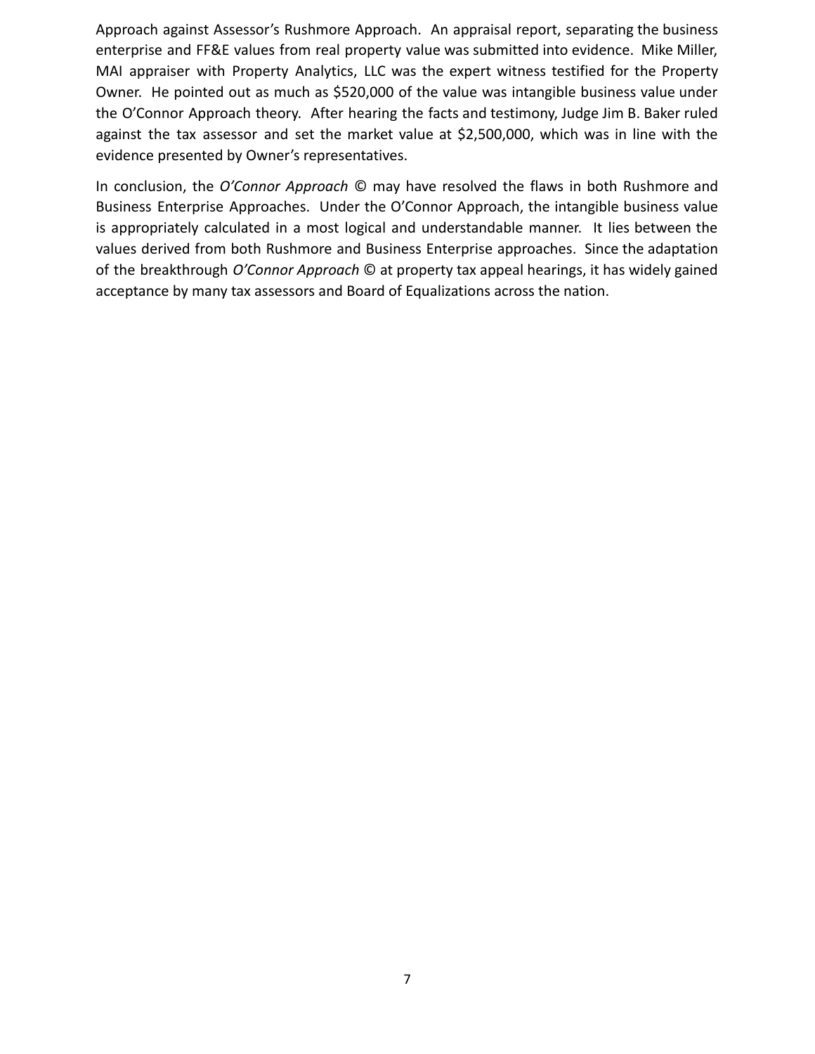Approach against Assessor's Rushmore Approach. An appraisal report, separating the business enterprise and FF&E values from real property value was submitted into evidence. Mike Miller, MAI appraiser with Property Analytics, LLC was the expert witness testified for the Property Owner. He pointed out as much as $520,000 of the value was intangible business value under the O'Connor Approach theory. After hearing the facts and testimony, Judge Jim B. Baker ruled against the tax assessor and set the market value at $2,500,000, which was in line with the evidence presented by Owner's representatives.

In conclusion, the *O'Connor Approach* © may have resolved the flaws in both Rushmore and Business Enterprise Approaches. Under the O'Connor Approach, the intangible business value is appropriately calculated in a most logical and understandable manner. It lies between the values derived from both Rushmore and Business Enterprise approaches. Since the adaptation of the breakthrough *O'Connor Approach* © at property tax appeal hearings, it has widely gained acceptance by many tax assessors and Board of Equalizations across the nation.